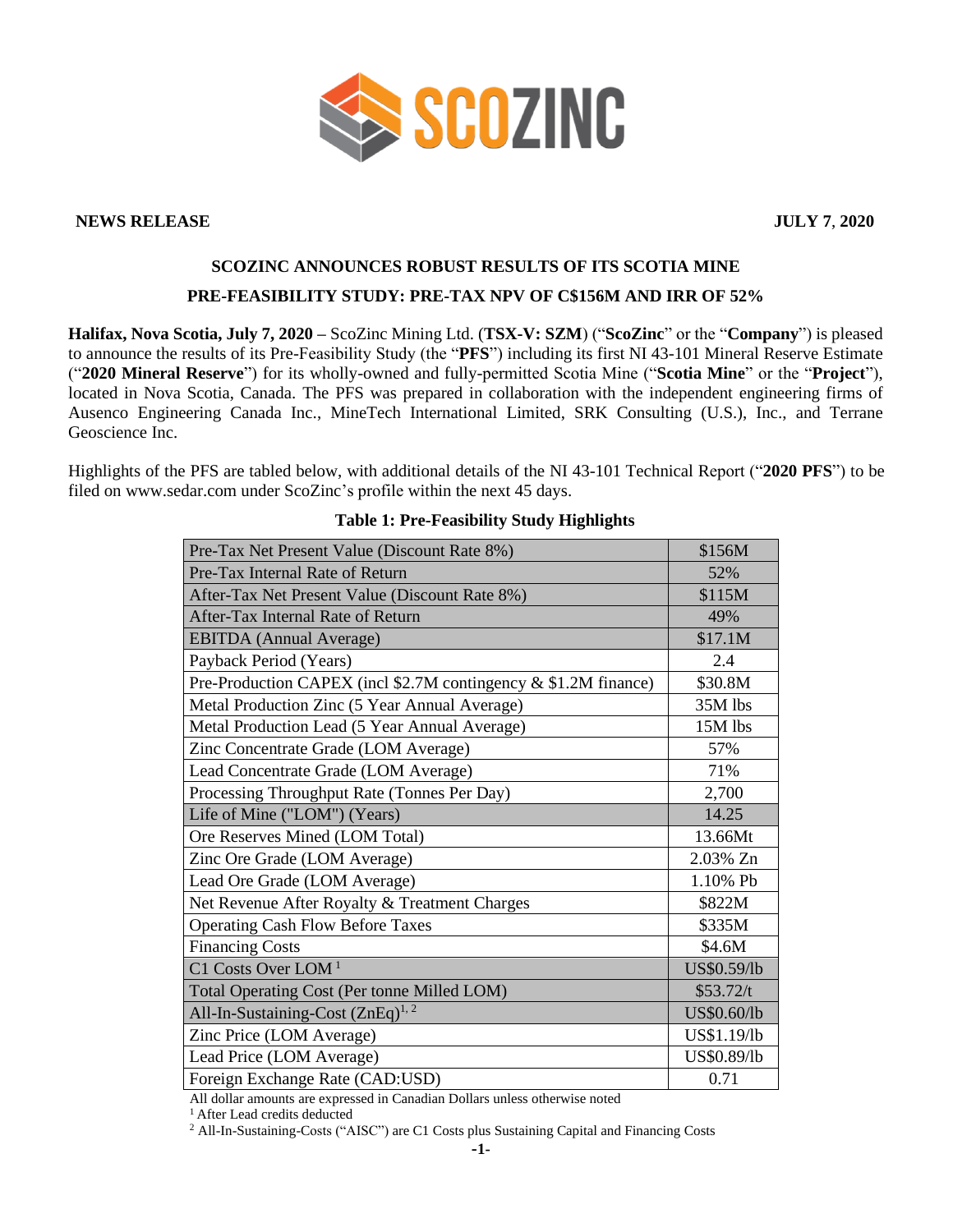SCOZINC

**NEWS RELEASE** **JULY 7, 2020**

## SCOZINC ANNOUNCES ROBUST RESULTS OF ITS SCOTIA MINE PRE-FEASIBILITY STUDY: PRE-TAX NPV OF C$156M AND IRR OF 52%

**Halifax, Nova Scotia, July 7, 2020 –** ScoZinc Mining Ltd. (**TSX-V: SZM**) ("**ScoZinc**" or the "**Company**") is pleased to announce the results of its Pre-Feasibility Study (the "**PFS**") including its first NI 43-101 Mineral Reserve Estimate ("**2020 Mineral Reserve**") for its wholly-owned and fully-permitted Scotia Mine ("**Scotia Mine**" or the "**Project**"), located in Nova Scotia, Canada. The PFS was prepared in collaboration with the independent engineering firms of Ausenco Engineering Canada Inc., MineTech International Limited, SRK Consulting (U.S.), Inc., and Terrane Geoscience Inc.

Highlights of the PFS are tabled below, with additional details of the NI 43-101 Technical Report ("**2020 PFS**") to be filed on www.sedar.com under ScoZinc's profile within the next 45 days.

**Table 1: Pre-Feasibility Study Highlights**

| Item | Value |
|---|---|
| Pre-Tax Net Present Value (Discount Rate 8%) | $156M |
| Pre-Tax Internal Rate of Return | 52% |
| After-Tax Net Present Value (Discount Rate 8%) | $115M |
| After-Tax Internal Rate of Return | 49% |
| EBITDA (Annual Average) | $17.1M |
| Payback Period (Years) | 2.4 |
| Pre-Production CAPEX (incl $2.7M contingency & $1.2M finance) | $30.8M |
| Metal Production Zinc (5 Year Annual Average) | 35M lbs |
| Metal Production Lead (5 Year Annual Average) | 15M lbs |
| Zinc Concentrate Grade (LOM Average) | 57% |
| Lead Concentrate Grade (LOM Average) | 71% |
| Processing Throughput Rate (Tonnes Per Day) | 2,700 |
| Life of Mine ("LOM") (Years) | 14.25 |
| Ore Reserves Mined (LOM Total) | 13.66Mt |
| Zinc Ore Grade (LOM Average) | 2.03% Zn |
| Lead Ore Grade (LOM Average) | 1.10% Pb |
| Net Revenue After Royalty & Treatment Charges | $822M |
| Operating Cash Flow Before Taxes | $335M |
| Financing Costs | $4.6M |
| C1 Costs Over LOM [1] | US$0.59/lb |
| Total Operating Cost (Per tonne Milled LOM) | $53.72/t |
| All-In-Sustaining-Cost (ZnEq)[1, 2] | US$0.60/lb |
| Zinc Price (LOM Average) | US$1.19/lb |
| Lead Price (LOM Average) | US$0.89/lb |
| Foreign Exchange Rate (CAD:USD) | 0.71 |

All dollar amounts are expressed in Canadian Dollars unless otherwise noted

[1] After Lead credits deducted

[2] All-In-Sustaining-Costs ("AISC") are C1 Costs plus Sustaining Capital and Financing Costs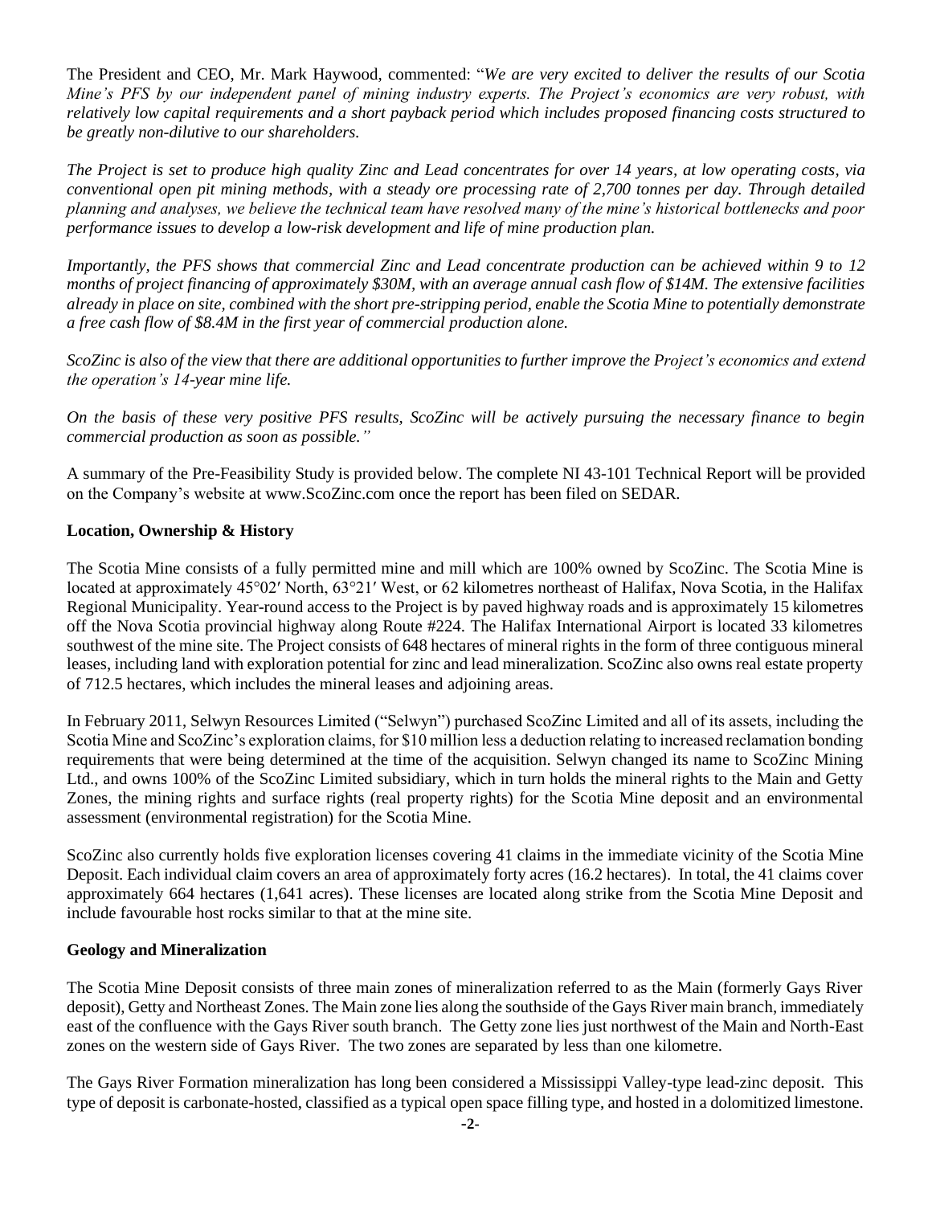The President and CEO, Mr. Mark Haywood, commented: "*We are very excited to deliver the results of our Scotia Mine's PFS by our independent panel of mining industry experts. The Project's economics are very robust, with relatively low capital requirements and a short payback period which includes proposed financing costs structured to be greatly non-dilutive to our shareholders.*

*The Project is set to produce high quality Zinc and Lead concentrates for over 14 years, at low operating costs, via conventional open pit mining methods, with a steady ore processing rate of 2,700 tonnes per day. Through detailed planning and analyses, we believe the technical team have resolved many of the mine's historical bottlenecks and poor performance issues to develop a low-risk development and life of mine production plan.*

*Importantly, the PFS shows that commercial Zinc and Lead concentrate production can be achieved within 9 to 12 months of project financing of approximately $30M, with an average annual cash flow of $14M. The extensive facilities already in place on site, combined with the short pre-stripping period, enable the Scotia Mine to potentially demonstrate a free cash flow of $8.4M in the first year of commercial production alone.*

*ScoZinc is also of the view that there are additional opportunities to further improve the Project's economics and extend the operation's 14-year mine life.*

*On the basis of these very positive PFS results, ScoZinc will be actively pursuing the necessary finance to begin commercial production as soon as possible."*

A summary of the Pre-Feasibility Study is provided below. The complete NI 43-101 Technical Report will be provided on the Company's website at www.ScoZinc.com once the report has been filed on SEDAR.

**Location, Ownership & History**

The Scotia Mine consists of a fully permitted mine and mill which are 100% owned by ScoZinc. The Scotia Mine is located at approximately 45°02′ North, 63°21′ West, or 62 kilometres northeast of Halifax, Nova Scotia, in the Halifax Regional Municipality. Year-round access to the Project is by paved highway roads and is approximately 15 kilometres off the Nova Scotia provincial highway along Route #224. The Halifax International Airport is located 33 kilometres southwest of the mine site. The Project consists of 648 hectares of mineral rights in the form of three contiguous mineral leases, including land with exploration potential for zinc and lead mineralization. ScoZinc also owns real estate property of 712.5 hectares, which includes the mineral leases and adjoining areas.

In February 2011, Selwyn Resources Limited ("Selwyn") purchased ScoZinc Limited and all of its assets, including the Scotia Mine and ScoZinc's exploration claims, for $10 million less a deduction relating to increased reclamation bonding requirements that were being determined at the time of the acquisition. Selwyn changed its name to ScoZinc Mining Ltd., and owns 100% of the ScoZinc Limited subsidiary, which in turn holds the mineral rights to the Main and Getty Zones, the mining rights and surface rights (real property rights) for the Scotia Mine deposit and an environmental assessment (environmental registration) for the Scotia Mine.

ScoZinc also currently holds five exploration licenses covering 41 claims in the immediate vicinity of the Scotia Mine Deposit. Each individual claim covers an area of approximately forty acres (16.2 hectares). In total, the 41 claims cover approximately 664 hectares (1,641 acres). These licenses are located along strike from the Scotia Mine Deposit and include favourable host rocks similar to that at the mine site.

**Geology and Mineralization**

The Scotia Mine Deposit consists of three main zones of mineralization referred to as the Main (formerly Gays River deposit), Getty and Northeast Zones. The Main zone lies along the southside of the Gays River main branch, immediately east of the confluence with the Gays River south branch. The Getty zone lies just northwest of the Main and North-East zones on the western side of Gays River. The two zones are separated by less than one kilometre.

The Gays River Formation mineralization has long been considered a Mississippi Valley-type lead-zinc deposit. This type of deposit is carbonate-hosted, classified as a typical open space filling type, and hosted in a dolomitized limestone.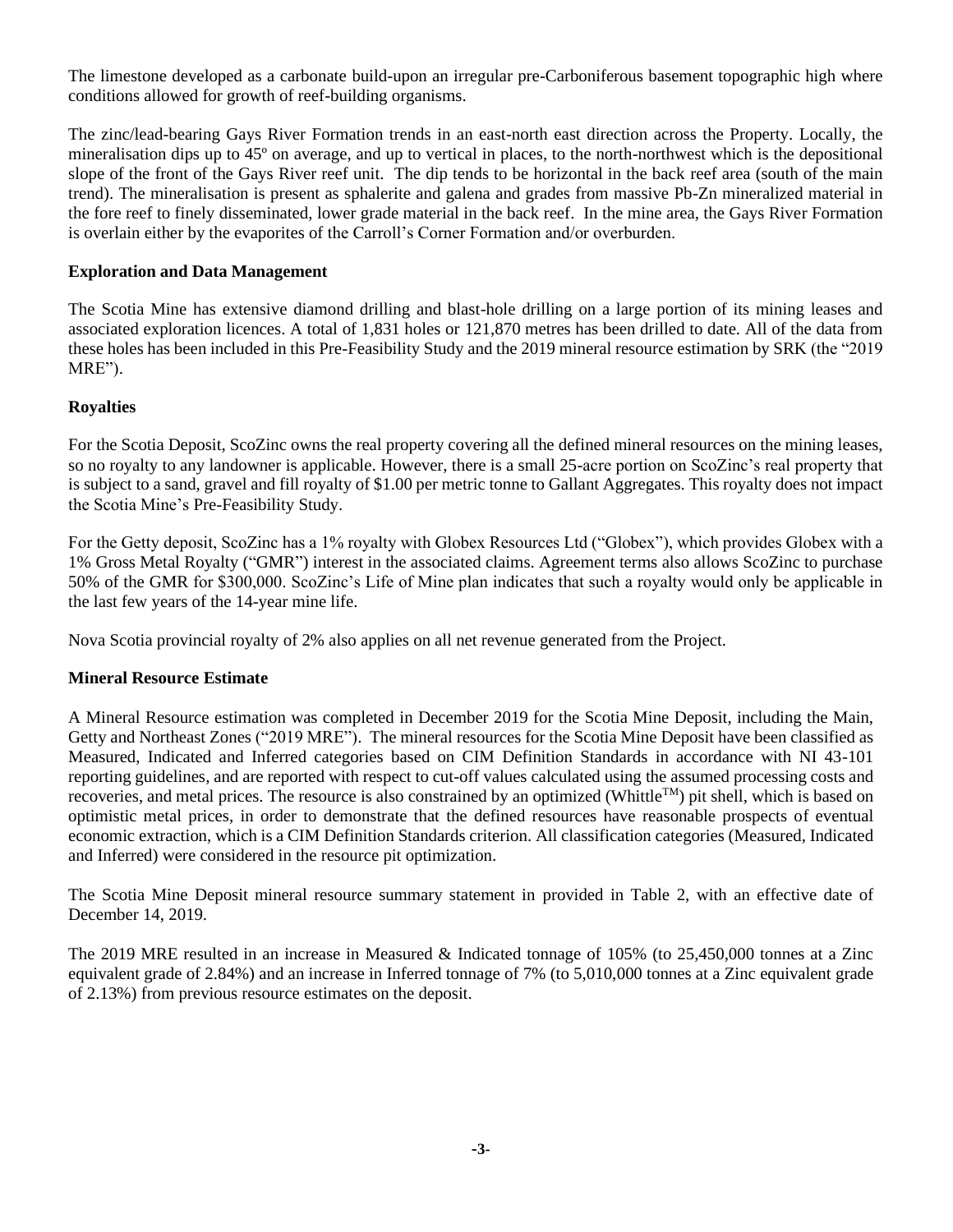The limestone developed as a carbonate build-upon an irregular pre-Carboniferous basement topographic high where conditions allowed for growth of reef-building organisms.

The zinc/lead-bearing Gays River Formation trends in an east-north east direction across the Property. Locally, the mineralisation dips up to 45º on average, and up to vertical in places, to the north-northwest which is the depositional slope of the front of the Gays River reef unit. The dip tends to be horizontal in the back reef area (south of the main trend). The mineralisation is present as sphalerite and galena and grades from massive Pb-Zn mineralized material in the fore reef to finely disseminated, lower grade material in the back reef. In the mine area, the Gays River Formation is overlain either by the evaporites of the Carroll's Corner Formation and/or overburden.

**Exploration and Data Management**

The Scotia Mine has extensive diamond drilling and blast-hole drilling on a large portion of its mining leases and associated exploration licences. A total of 1,831 holes or 121,870 metres has been drilled to date. All of the data from these holes has been included in this Pre-Feasibility Study and the 2019 mineral resource estimation by SRK (the "2019 MRE").

**Royalties**

For the Scotia Deposit, ScoZinc owns the real property covering all the defined mineral resources on the mining leases, so no royalty to any landowner is applicable. However, there is a small 25-acre portion on ScoZinc's real property that is subject to a sand, gravel and fill royalty of $1.00 per metric tonne to Gallant Aggregates. This royalty does not impact the Scotia Mine's Pre-Feasibility Study.

For the Getty deposit, ScoZinc has a 1% royalty with Globex Resources Ltd ("Globex"), which provides Globex with a 1% Gross Metal Royalty ("GMR") interest in the associated claims. Agreement terms also allows ScoZinc to purchase 50% of the GMR for $300,000. ScoZinc's Life of Mine plan indicates that such a royalty would only be applicable in the last few years of the 14-year mine life.

Nova Scotia provincial royalty of 2% also applies on all net revenue generated from the Project.

**Mineral Resource Estimate**

A Mineral Resource estimation was completed in December 2019 for the Scotia Mine Deposit, including the Main, Getty and Northeast Zones ("2019 MRE"). The mineral resources for the Scotia Mine Deposit have been classified as Measured, Indicated and Inferred categories based on CIM Definition Standards in accordance with NI 43-101 reporting guidelines, and are reported with respect to cut-off values calculated using the assumed processing costs and recoveries, and metal prices. The resource is also constrained by an optimized (Whittle™) pit shell, which is based on optimistic metal prices, in order to demonstrate that the defined resources have reasonable prospects of eventual economic extraction, which is a CIM Definition Standards criterion. All classification categories (Measured, Indicated and Inferred) were considered in the resource pit optimization.

The Scotia Mine Deposit mineral resource summary statement in provided in Table 2, with an effective date of December 14, 2019.

The 2019 MRE resulted in an increase in Measured & Indicated tonnage of 105% (to 25,450,000 tonnes at a Zinc equivalent grade of 2.84%) and an increase in Inferred tonnage of 7% (to 5,010,000 tonnes at a Zinc equivalent grade of 2.13%) from previous resource estimates on the deposit.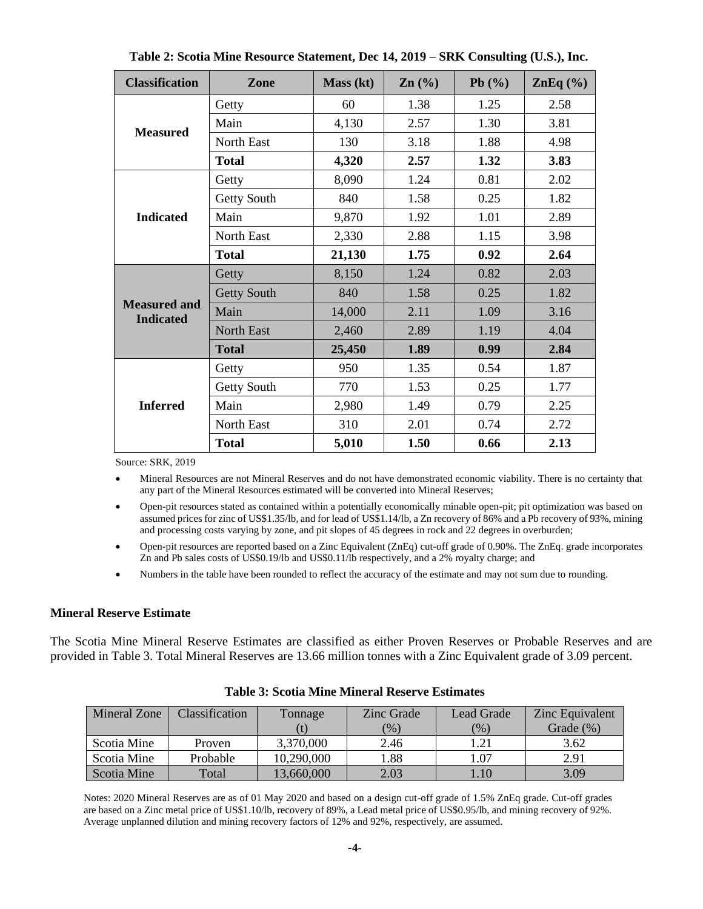**Table 2: Scotia Mine Resource Statement, Dec 14, 2019 – SRK Consulting (U.S.), Inc.**

| Classification | Zone | Mass (kt) | Zn (%) | Pb (%) | ZnEq (%) |
|---|---|---|---|---|---|
| Measured | Getty | 60 | 1.38 | 1.25 | 2.58 |
| | Main | 4,130 | 2.57 | 1.30 | 3.81 |
| | North East | 130 | 3.18 | 1.88 | 4.98 |
| | **Total** | **4,320** | **2.57** | **1.32** | **3.83** |
| Indicated | Getty | 8,090 | 1.24 | 0.81 | 2.02 |
| | Getty South | 840 | 1.58 | 0.25 | 1.82 |
| | Main | 9,870 | 1.92 | 1.01 | 2.89 |
| | North East | 2,330 | 2.88 | 1.15 | 3.98 |
| | **Total** | **21,130** | **1.75** | **0.92** | **2.64** |
| Measured and Indicated | Getty | 8,150 | 1.24 | 0.82 | 2.03 |
| | Getty South | 840 | 1.58 | 0.25 | 1.82 |
| | Main | 14,000 | 2.11 | 1.09 | 3.16 |
| | North East | 2,460 | 2.89 | 1.19 | 4.04 |
| | **Total** | **25,450** | **1.89** | **0.99** | **2.84** |
| Inferred | Getty | 950 | 1.35 | 0.54 | 1.87 |
| | Getty South | 770 | 1.53 | 0.25 | 1.77 |
| | Main | 2,980 | 1.49 | 0.79 | 2.25 |
| | North East | 310 | 2.01 | 0.74 | 2.72 |
| | **Total** | **5,010** | **1.50** | **0.66** | **2.13** |

Source: SRK, 2019

- Mineral Resources are not Mineral Reserves and do not have demonstrated economic viability. There is no certainty that any part of the Mineral Resources estimated will be converted into Mineral Reserves;
- Open-pit resources stated as contained within a potentially economically minable open-pit; pit optimization was based on assumed prices for zinc of US$1.35/lb, and for lead of US$1.14/lb, a Zn recovery of 86% and a Pb recovery of 93%, mining and processing costs varying by zone, and pit slopes of 45 degrees in rock and 22 degrees in overburden;
- Open-pit resources are reported based on a Zinc Equivalent (ZnEq) cut-off grade of 0.90%. The ZnEq. grade incorporates Zn and Pb sales costs of US$0.19/lb and US$0.11/lb respectively, and a 2% royalty charge; and
- Numbers in the table have been rounded to reflect the accuracy of the estimate and may not sum due to rounding.

**Mineral Reserve Estimate**

The Scotia Mine Mineral Reserve Estimates are classified as either Proven Reserves or Probable Reserves and are provided in Table 3. Total Mineral Reserves are 13.66 million tonnes with a Zinc Equivalent grade of 3.09 percent.

**Table 3: Scotia Mine Mineral Reserve Estimates**

| Mineral Zone | Classification | Tonnage (t) | Zinc Grade (%) | Lead Grade (%) | Zinc Equivalent Grade (%) |
|---|---|---|---|---|---|
| Scotia Mine | Proven | 3,370,000 | 2.46 | 1.21 | 3.62 |
| Scotia Mine | Probable | 10,290,000 | 1.88 | 1.07 | 2.91 |
| Scotia Mine | Total | 13,660,000 | 2.03 | 1.10 | 3.09 |

Notes: 2020 Mineral Reserves are as of 01 May 2020 and based on a design cut-off grade of 1.5% ZnEq grade. Cut-off grades are based on a Zinc metal price of US$1.10/lb, recovery of 89%, a Lead metal price of US$0.95/lb, and mining recovery of 92%. Average unplanned dilution and mining recovery factors of 12% and 92%, respectively, are assumed.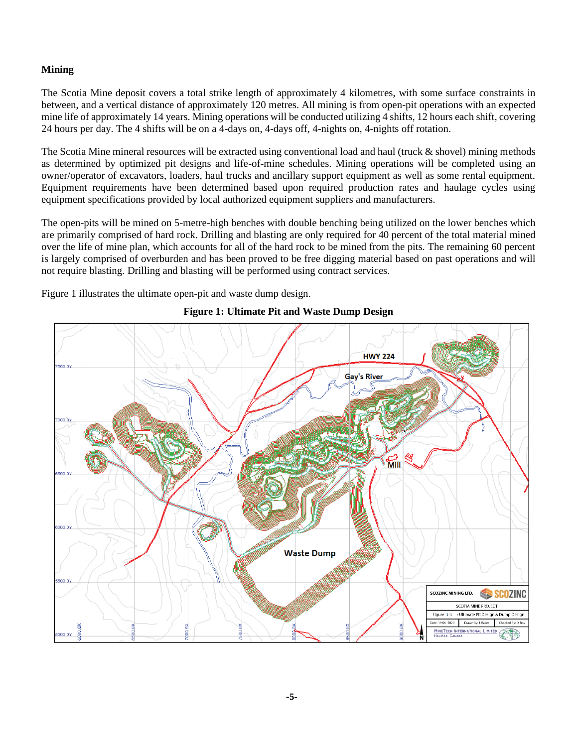**Mining**

The Scotia Mine deposit covers a total strike length of approximately 4 kilometres, with some surface constraints in between, and a vertical distance of approximately 120 metres. All mining is from open-pit operations with an expected mine life of approximately 14 years. Mining operations will be conducted utilizing 4 shifts, 12 hours each shift, covering 24 hours per day. The 4 shifts will be on a 4-days on, 4-days off, 4-nights on, 4-nights off rotation.

The Scotia Mine mineral resources will be extracted using conventional load and haul (truck & shovel) mining methods as determined by optimized pit designs and life-of-mine schedules. Mining operations will be completed using an owner/operator of excavators, loaders, haul trucks and ancillary support equipment as well as some rental equipment. Equipment requirements have been determined based upon required production rates and haulage cycles using equipment specifications provided by local authorized equipment suppliers and manufacturers.

The open-pits will be mined on 5-metre-high benches with double benching being utilized on the lower benches which are primarily comprised of hard rock. Drilling and blasting are only required for 40 percent of the total material mined over the life of mine plan, which accounts for all of the hard rock to be mined from the pits. The remaining 60 percent is largely comprised of overburden and has been proved to be free digging material based on past operations and will not require blasting. Drilling and blasting will be performed using contract services.

Figure 1 illustrates the ultimate open-pit and waste dump design.

**Figure 1: Ultimate Pit and Waste Dump Design**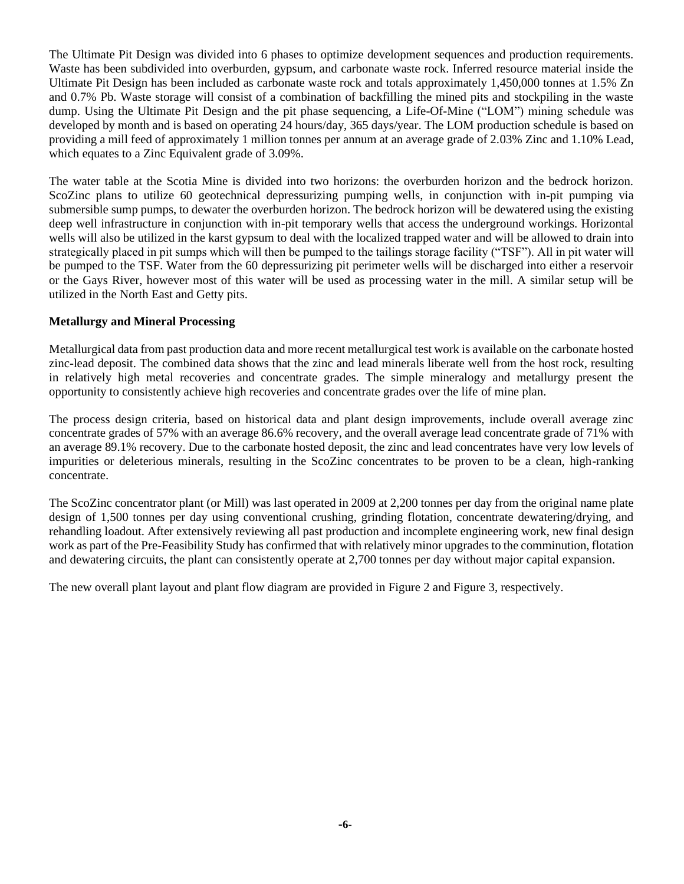The Ultimate Pit Design was divided into 6 phases to optimize development sequences and production requirements. Waste has been subdivided into overburden, gypsum, and carbonate waste rock. Inferred resource material inside the Ultimate Pit Design has been included as carbonate waste rock and totals approximately 1,450,000 tonnes at 1.5% Zn and 0.7% Pb. Waste storage will consist of a combination of backfilling the mined pits and stockpiling in the waste dump. Using the Ultimate Pit Design and the pit phase sequencing, a Life-Of-Mine ("LOM") mining schedule was developed by month and is based on operating 24 hours/day, 365 days/year. The LOM production schedule is based on providing a mill feed of approximately 1 million tonnes per annum at an average grade of 2.03% Zinc and 1.10% Lead, which equates to a Zinc Equivalent grade of 3.09%.

The water table at the Scotia Mine is divided into two horizons: the overburden horizon and the bedrock horizon. ScoZinc plans to utilize 60 geotechnical depressurizing pumping wells, in conjunction with in-pit pumping via submersible sump pumps, to dewater the overburden horizon. The bedrock horizon will be dewatered using the existing deep well infrastructure in conjunction with in-pit temporary wells that access the underground workings. Horizontal wells will also be utilized in the karst gypsum to deal with the localized trapped water and will be allowed to drain into strategically placed in pit sumps which will then be pumped to the tailings storage facility ("TSF"). All in pit water will be pumped to the TSF. Water from the 60 depressurizing pit perimeter wells will be discharged into either a reservoir or the Gays River, however most of this water will be used as processing water in the mill. A similar setup will be utilized in the North East and Getty pits.

**Metallurgy and Mineral Processing**

Metallurgical data from past production data and more recent metallurgical test work is available on the carbonate hosted zinc-lead deposit. The combined data shows that the zinc and lead minerals liberate well from the host rock, resulting in relatively high metal recoveries and concentrate grades. The simple mineralogy and metallurgy present the opportunity to consistently achieve high recoveries and concentrate grades over the life of mine plan.

The process design criteria, based on historical data and plant design improvements, include overall average zinc concentrate grades of 57% with an average 86.6% recovery, and the overall average lead concentrate grade of 71% with an average 89.1% recovery. Due to the carbonate hosted deposit, the zinc and lead concentrates have very low levels of impurities or deleterious minerals, resulting in the ScoZinc concentrates to be proven to be a clean, high-ranking concentrate.

The ScoZinc concentrator plant (or Mill) was last operated in 2009 at 2,200 tonnes per day from the original name plate design of 1,500 tonnes per day using conventional crushing, grinding flotation, concentrate dewatering/drying, and rehandling loadout. After extensively reviewing all past production and incomplete engineering work, new final design work as part of the Pre-Feasibility Study has confirmed that with relatively minor upgrades to the comminution, flotation and dewatering circuits, the plant can consistently operate at 2,700 tonnes per day without major capital expansion.

The new overall plant layout and plant flow diagram are provided in Figure 2 and Figure 3, respectively.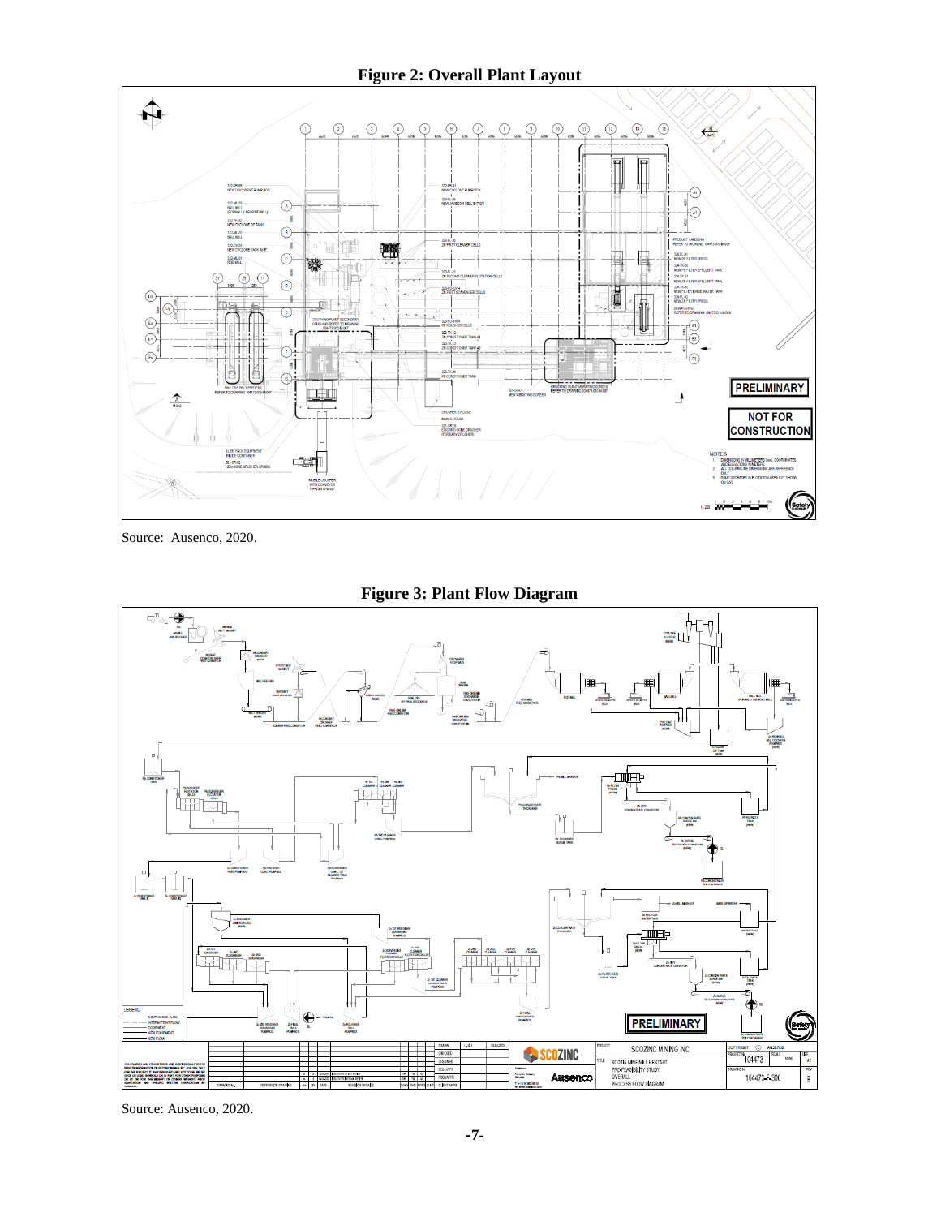**Figure 2: Overall Plant Layout**

Source: Ausenco, 2020.

**Figure 3: Plant Flow Diagram**

Source: Ausenco, 2020.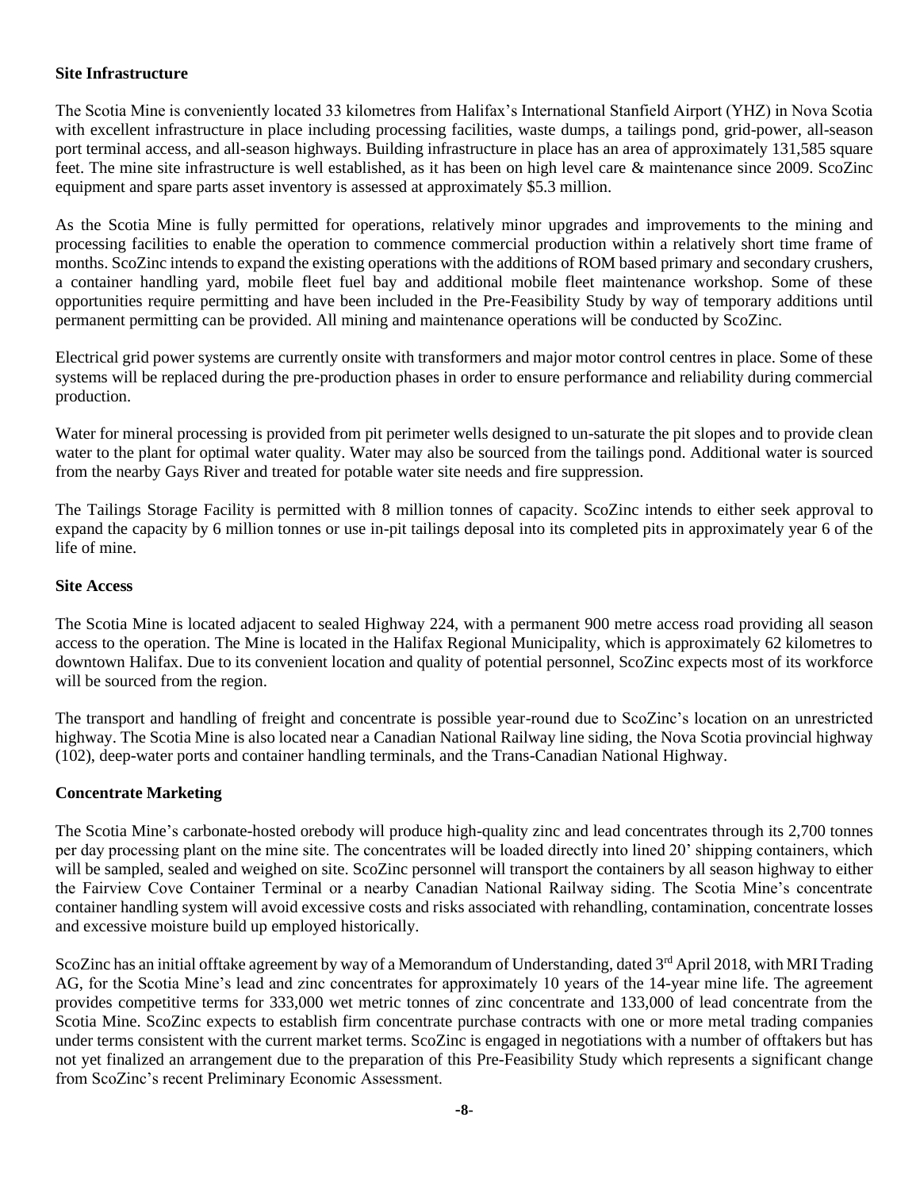**Site Infrastructure**

The Scotia Mine is conveniently located 33 kilometres from Halifax's International Stanfield Airport (YHZ) in Nova Scotia with excellent infrastructure in place including processing facilities, waste dumps, a tailings pond, grid-power, all-season port terminal access, and all-season highways. Building infrastructure in place has an area of approximately 131,585 square feet. The mine site infrastructure is well established, as it has been on high level care & maintenance since 2009. ScoZinc equipment and spare parts asset inventory is assessed at approximately $5.3 million.

As the Scotia Mine is fully permitted for operations, relatively minor upgrades and improvements to the mining and processing facilities to enable the operation to commence commercial production within a relatively short time frame of months. ScoZinc intends to expand the existing operations with the additions of ROM based primary and secondary crushers, a container handling yard, mobile fleet fuel bay and additional mobile fleet maintenance workshop. Some of these opportunities require permitting and have been included in the Pre-Feasibility Study by way of temporary additions until permanent permitting can be provided. All mining and maintenance operations will be conducted by ScoZinc.

Electrical grid power systems are currently onsite with transformers and major motor control centres in place. Some of these systems will be replaced during the pre-production phases in order to ensure performance and reliability during commercial production.

Water for mineral processing is provided from pit perimeter wells designed to un-saturate the pit slopes and to provide clean water to the plant for optimal water quality. Water may also be sourced from the tailings pond. Additional water is sourced from the nearby Gays River and treated for potable water site needs and fire suppression.

The Tailings Storage Facility is permitted with 8 million tonnes of capacity. ScoZinc intends to either seek approval to expand the capacity by 6 million tonnes or use in-pit tailings deposal into its completed pits in approximately year 6 of the life of mine.

**Site Access**

The Scotia Mine is located adjacent to sealed Highway 224, with a permanent 900 metre access road providing all season access to the operation. The Mine is located in the Halifax Regional Municipality, which is approximately 62 kilometres to downtown Halifax. Due to its convenient location and quality of potential personnel, ScoZinc expects most of its workforce will be sourced from the region.

The transport and handling of freight and concentrate is possible year-round due to ScoZinc's location on an unrestricted highway. The Scotia Mine is also located near a Canadian National Railway line siding, the Nova Scotia provincial highway (102), deep-water ports and container handling terminals, and the Trans-Canadian National Highway.

**Concentrate Marketing**

The Scotia Mine's carbonate-hosted orebody will produce high-quality zinc and lead concentrates through its 2,700 tonnes per day processing plant on the mine site. The concentrates will be loaded directly into lined 20' shipping containers, which will be sampled, sealed and weighed on site. ScoZinc personnel will transport the containers by all season highway to either the Fairview Cove Container Terminal or a nearby Canadian National Railway siding. The Scotia Mine's concentrate container handling system will avoid excessive costs and risks associated with rehandling, contamination, concentrate losses and excessive moisture build up employed historically.

ScoZinc has an initial offtake agreement by way of a Memorandum of Understanding, dated 3rd April 2018, with MRI Trading AG, for the Scotia Mine's lead and zinc concentrates for approximately 10 years of the 14-year mine life. The agreement provides competitive terms for 333,000 wet metric tonnes of zinc concentrate and 133,000 of lead concentrate from the Scotia Mine. ScoZinc expects to establish firm concentrate purchase contracts with one or more metal trading companies under terms consistent with the current market terms. ScoZinc is engaged in negotiations with a number of offtakers but has not yet finalized an arrangement due to the preparation of this Pre-Feasibility Study which represents a significant change from ScoZinc's recent Preliminary Economic Assessment.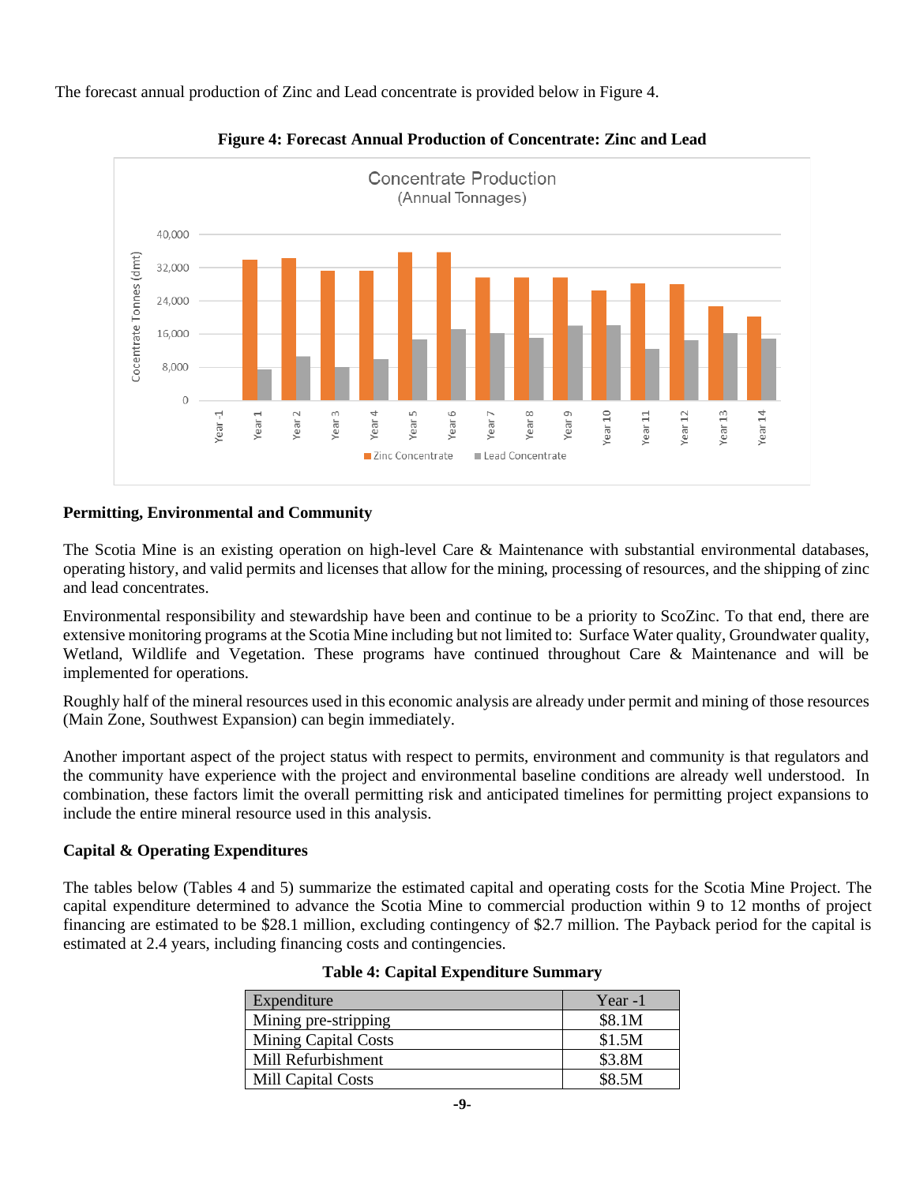The forecast annual production of Zinc and Lead concentrate is provided below in Figure 4.

**Figure 4: Forecast Annual Production of Concentrate: Zinc and Lead**

### Permitting, Environmental and Community

The Scotia Mine is an existing operation on high-level Care & Maintenance with substantial environmental databases, operating history, and valid permits and licenses that allow for the mining, processing of resources, and the shipping of zinc and lead concentrates.

Environmental responsibility and stewardship have been and continue to be a priority to ScoZinc. To that end, there are extensive monitoring programs at the Scotia Mine including but not limited to: Surface Water quality, Groundwater quality, Wetland, Wildlife and Vegetation. These programs have continued throughout Care & Maintenance and will be implemented for operations.

Roughly half of the mineral resources used in this economic analysis are already under permit and mining of those resources (Main Zone, Southwest Expansion) can begin immediately.

Another important aspect of the project status with respect to permits, environment and community is that regulators and the community have experience with the project and environmental baseline conditions are already well understood. In combination, these factors limit the overall permitting risk and anticipated timelines for permitting project expansions to include the entire mineral resource used in this analysis.

### Capital & Operating Expenditures

The tables below (Tables 4 and 5) summarize the estimated capital and operating costs for the Scotia Mine Project. The capital expenditure determined to advance the Scotia Mine to commercial production within 9 to 12 months of project financing are estimated to be $28.1 million, excluding contingency of $2.7 million. The Payback period for the capital is estimated at 2.4 years, including financing costs and contingencies.

**Table 4: Capital Expenditure Summary**

| Expenditure | Year -1 |
|---|---|
| Mining pre-stripping | $8.1M |
| Mining Capital Costs | $1.5M |
| Mill Refurbishment | $3.8M |
| Mill Capital Costs | $8.5M |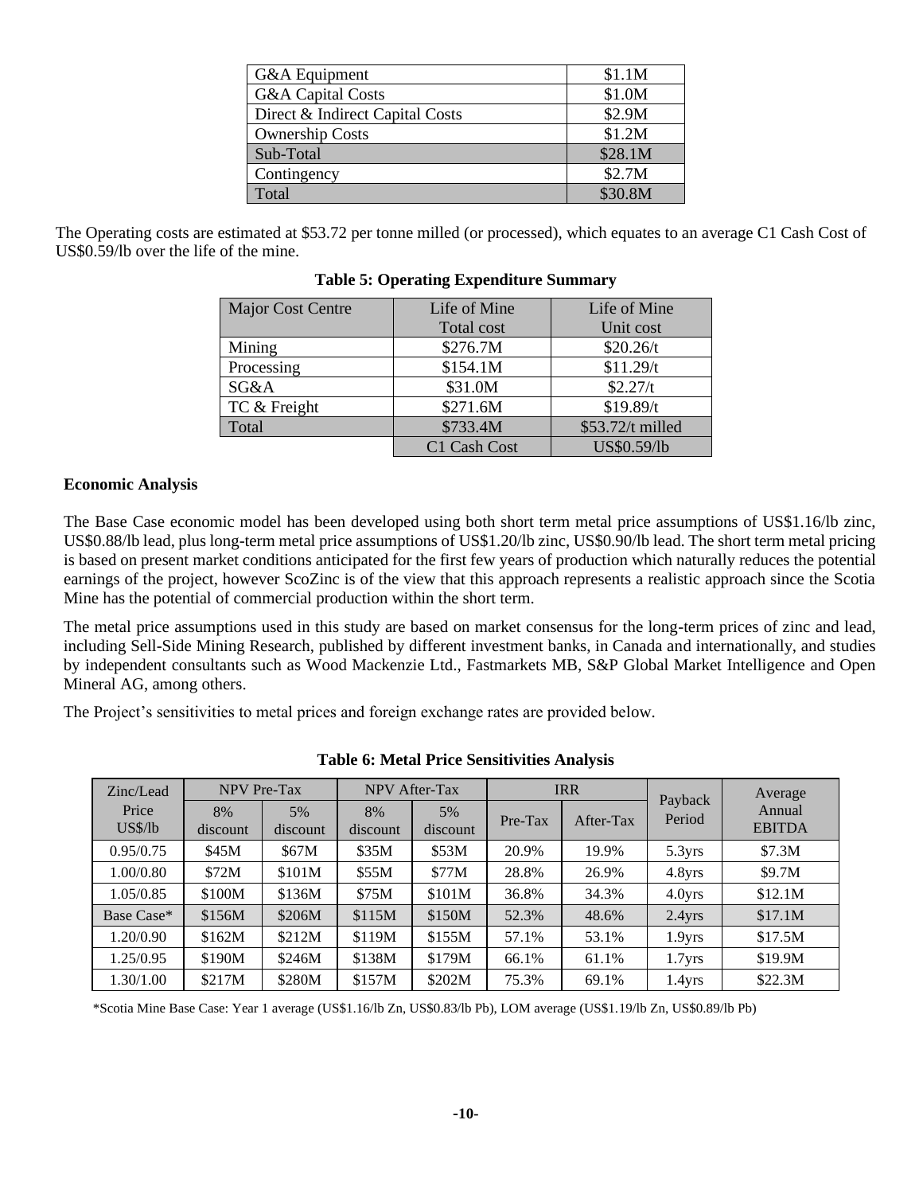| G&A Equipment | $1.1M |
|---|---|
| G&A Capital Costs | $1.0M |
| Direct & Indirect Capital Costs | $2.9M |
| Ownership Costs | $1.2M |
| Sub-Total | $28.1M |
| Contingency | $2.7M |
| Total | $30.8M |

The Operating costs are estimated at $53.72 per tonne milled (or processed), which equates to an average C1 Cash Cost of US$0.59/lb over the life of the mine.

**Table 5: Operating Expenditure Summary**

| Major Cost Centre | Life of Mine Total cost | Life of Mine Unit cost |
|---|---|---|
| Mining | $276.7M | $20.26/t |
| Processing | $154.1M | $11.29/t |
| SG&A | $31.0M | $2.27/t |
| TC & Freight | $271.6M | $19.89/t |
| Total | $733.4M | $53.72/t milled |
| | C1 Cash Cost | US$0.59/lb |

**Economic Analysis**

The Base Case economic model has been developed using both short term metal price assumptions of US$1.16/lb zinc, US$0.88/lb lead, plus long-term metal price assumptions of US$1.20/lb zinc, US$0.90/lb lead. The short term metal pricing is based on present market conditions anticipated for the first few years of production which naturally reduces the potential earnings of the project, however ScoZinc is of the view that this approach represents a realistic approach since the Scotia Mine has the potential of commercial production within the short term.

The metal price assumptions used in this study are based on market consensus for the long-term prices of zinc and lead, including Sell-Side Mining Research, published by different investment banks, in Canada and internationally, and studies by independent consultants such as Wood Mackenzie Ltd., Fastmarkets MB, S&P Global Market Intelligence and Open Mineral AG, among others.

The Project's sensitivities to metal prices and foreign exchange rates are provided below.

**Table 6: Metal Price Sensitivities Analysis**

| Zinc/Lead Price US$/lb | NPV Pre-Tax | | NPV After-Tax | | IRR | | Payback Period | Average Annual EBITDA |
|---|---|---|---|---|---|---|---|---|
| | 8% discount | 5% discount | 8% discount | 5% discount | Pre-Tax | After-Tax | | |
| 0.95/0.75 | $45M | $67M | $35M | $53M | 20.9% | 19.9% | 5.3yrs | $7.3M |
| 1.00/0.80 | $72M | $101M | $55M | $77M | 28.8% | 26.9% | 4.8yrs | $9.7M |
| 1.05/0.85 | $100M | $136M | $75M | $101M | 36.8% | 34.3% | 4.0yrs | $12.1M |
| Base Case* | $156M | $206M | $115M | $150M | 52.3% | 48.6% | 2.4yrs | $17.1M |
| 1.20/0.90 | $162M | $212M | $119M | $155M | 57.1% | 53.1% | 1.9yrs | $17.5M |
| 1.25/0.95 | $190M | $246M | $138M | $179M | 66.1% | 61.1% | 1.7yrs | $19.9M |
| 1.30/1.00 | $217M | $280M | $157M | $202M | 75.3% | 69.1% | 1.4yrs | $22.3M |

*Scotia Mine Base Case: Year 1 average (US$1.16/lb Zn, US$0.83/lb Pb), LOM average (US$1.19/lb Zn, US$0.89/lb Pb)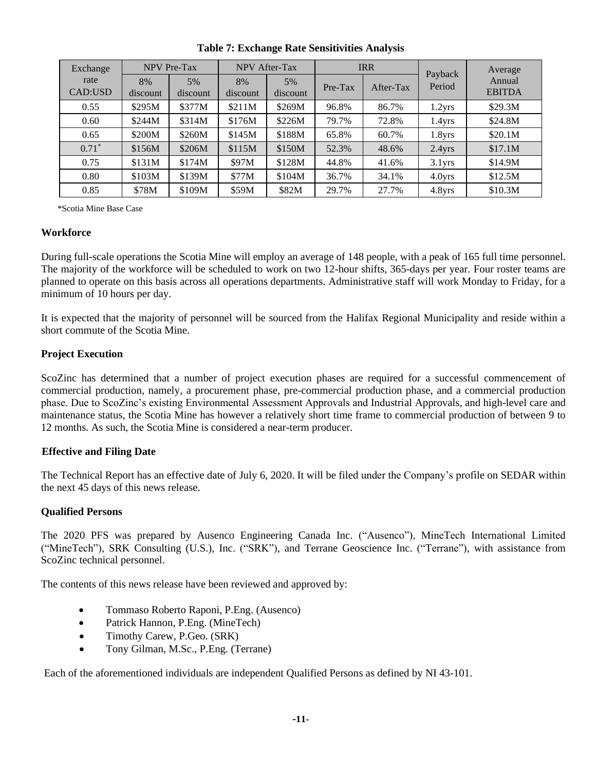**Table 7: Exchange Rate Sensitivities Analysis**

| Exchange rate CAD:USD | NPV Pre-Tax | | NPV After-Tax | | IRR | | Payback Period | Average Annual EBITDA |
|---|---|---|---|---|---|---|---|---|
| | 8% discount | 5% discount | 8% discount | 5% discount | Pre-Tax | After-Tax | | |
| 0.55 | $295M | $377M | $211M | $269M | 96.8% | 86.7% | 1.2yrs | $29.3M |
| 0.60 | $244M | $314M | $176M | $226M | 79.7% | 72.8% | 1.4yrs | $24.8M |
| 0.65 | $200M | $260M | $145M | $188M | 65.8% | 60.7% | 1.8yrs | $20.1M |
| 0.71* | $156M | $206M | $115M | $150M | 52.3% | 48.6% | 2.4yrs | $17.1M |
| 0.75 | $131M | $174M | $97M | $128M | 44.8% | 41.6% | 3.1yrs | $14.9M |
| 0.80 | $103M | $139M | $77M | $104M | 36.7% | 34.1% | 4.0yrs | $12.5M |
| 0.85 | $78M | $109M | $59M | $82M | 29.7% | 27.7% | 4.8yrs | $10.3M |

*Scotia Mine Base Case

**Workforce**

During full-scale operations the Scotia Mine will employ an average of 148 people, with a peak of 165 full time personnel. The majority of the workforce will be scheduled to work on two 12-hour shifts, 365-days per year. Four roster teams are planned to operate on this basis across all operations departments. Administrative staff will work Monday to Friday, for a minimum of 10 hours per day.

It is expected that the majority of personnel will be sourced from the Halifax Regional Municipality and reside within a short commute of the Scotia Mine.

**Project Execution**

ScoZinc has determined that a number of project execution phases are required for a successful commencement of commercial production, namely, a procurement phase, pre-commercial production phase, and a commercial production phase. Due to ScoZinc's existing Environmental Assessment Approvals and Industrial Approvals, and high-level care and maintenance status, the Scotia Mine has however a relatively short time frame to commercial production of between 9 to 12 months. As such, the Scotia Mine is considered a near-term producer.

**Effective and Filing Date**

The Technical Report has an effective date of July 6, 2020. It will be filed under the Company's profile on SEDAR within the next 45 days of this news release.

**Qualified Persons**

The 2020 PFS was prepared by Ausenco Engineering Canada Inc. ("Ausenco"), MineTech International Limited ("MineTech"), SRK Consulting (U.S.), Inc. ("SRK"), and Terrane Geoscience Inc. ("Terrane"), with assistance from ScoZinc technical personnel.

The contents of this news release have been reviewed and approved by:

- Tommaso Roberto Raponi, P.Eng. (Ausenco)
- Patrick Hannon, P.Eng. (MineTech)
- Timothy Carew, P.Geo. (SRK)
- Tony Gilman, M.Sc., P.Eng. (Terrane)

Each of the aforementioned individuals are independent Qualified Persons as defined by NI 43-101.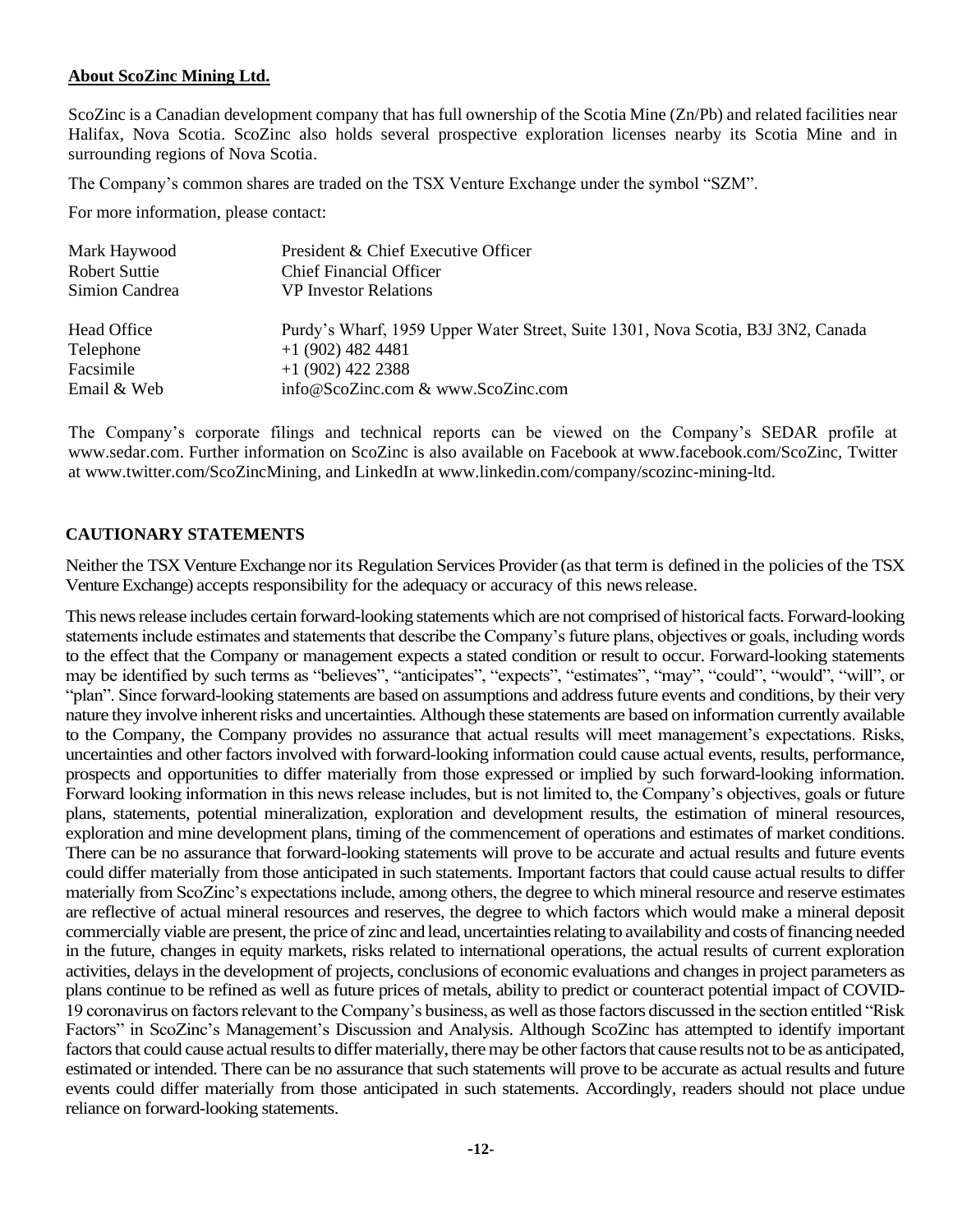**About ScoZinc Mining Ltd.**

ScoZinc is a Canadian development company that has full ownership of the Scotia Mine (Zn/Pb) and related facilities near Halifax, Nova Scotia. ScoZinc also holds several prospective exploration licenses nearby its Scotia Mine and in surrounding regions of Nova Scotia.

The Company's common shares are traded on the TSX Venture Exchange under the symbol "SZM".

For more information, please contact:

| | |
|---|---|
| Mark Haywood | President & Chief Executive Officer |
| Robert Suttie | Chief Financial Officer |
| Simion Candrea | VP Investor Relations |
| | |
| Head Office | Purdy's Wharf, 1959 Upper Water Street, Suite 1301, Nova Scotia, B3J 3N2, Canada |
| Telephone | +1 (902) 482 4481 |
| Facsimile | +1 (902) 422 2388 |
| Email & Web | info@ScoZinc.com & www.ScoZinc.com |

The Company's corporate filings and technical reports can be viewed on the Company's SEDAR profile at www.sedar.com. Further information on ScoZinc is also available on Facebook at www.facebook.com/ScoZinc, Twitter at www.twitter.com/ScoZincMining, and LinkedIn at www.linkedin.com/company/scozinc-mining-ltd.

## CAUTIONARY STATEMENTS

Neither the TSX Venture Exchange nor its Regulation Services Provider (as that term is defined in the policies of the TSX Venture Exchange) accepts responsibility for the adequacy or accuracy of this news release.

This news release includes certain forward-looking statements which are not comprised of historical facts. Forward-looking statements include estimates and statements that describe the Company's future plans, objectives or goals, including words to the effect that the Company or management expects a stated condition or result to occur. Forward-looking statements may be identified by such terms as "believes", "anticipates", "expects", "estimates", "may", "could", "would", "will", or "plan". Since forward-looking statements are based on assumptions and address future events and conditions, by their very nature they involve inherent risks and uncertainties. Although these statements are based on information currently available to the Company, the Company provides no assurance that actual results will meet management's expectations. Risks, uncertainties and other factors involved with forward-looking information could cause actual events, results, performance, prospects and opportunities to differ materially from those expressed or implied by such forward-looking information. Forward looking information in this news release includes, but is not limited to, the Company's objectives, goals or future plans, statements, potential mineralization, exploration and development results, the estimation of mineral resources, exploration and mine development plans, timing of the commencement of operations and estimates of market conditions. There can be no assurance that forward-looking statements will prove to be accurate and actual results and future events could differ materially from those anticipated in such statements. Important factors that could cause actual results to differ materially from ScoZinc's expectations include, among others, the degree to which mineral resource and reserve estimates are reflective of actual mineral resources and reserves, the degree to which factors which would make a mineral deposit commercially viable are present, the price of zinc and lead, uncertainties relating to availability and costs of financing needed in the future, changes in equity markets, risks related to international operations, the actual results of current exploration activities, delays in the development of projects, conclusions of economic evaluations and changes in project parameters as plans continue to be refined as well as future prices of metals, ability to predict or counteract potential impact of COVID-19 coronavirus on factors relevant to the Company's business, as well as those factors discussed in the section entitled "Risk Factors" in ScoZinc's Management's Discussion and Analysis. Although ScoZinc has attempted to identify important factors that could cause actual results to differ materially, there may be other factors that cause results not to be as anticipated, estimated or intended. There can be no assurance that such statements will prove to be accurate as actual results and future events could differ materially from those anticipated in such statements. Accordingly, readers should not place undue reliance on forward-looking statements.